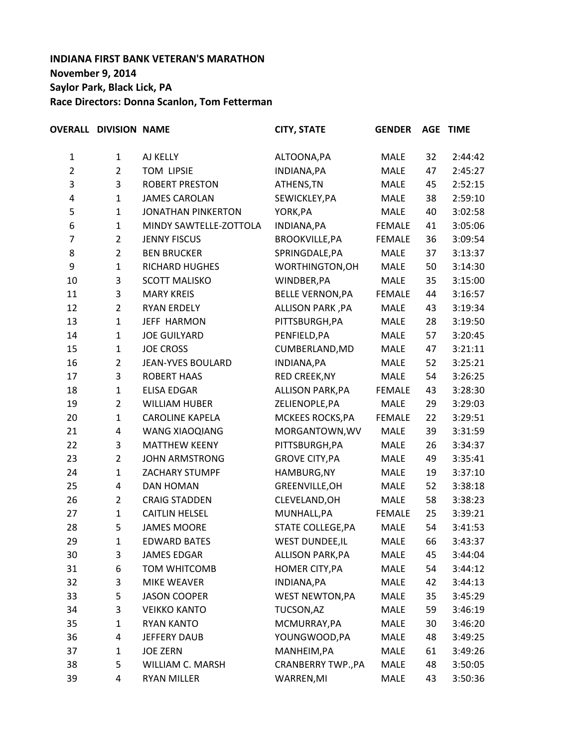**INDIANA FIRST BANK VETERAN'S MARATHON**

**November 9, 2014**

**Saylor Park, Black Lick, PA**

**Race Directors: Donna Scanlon, Tom Fetterman**

| OVERALL | DIVISION | NAME | CITY, STATE | GENDER | AGE | TIME |
|---|---|---|---|---|---|---|
| 1 | 1 | AJ KELLY | ALTOONA,PA | MALE | 32 | 2:44:42 |
| 2 | 2 | TOM LIPSIE | INDIANA,PA | MALE | 47 | 2:45:27 |
| 3 | 3 | ROBERT PRESTON | ATHENS,TN | MALE | 45 | 2:52:15 |
| 4 | 1 | JAMES CAROLAN | SEWICKLEY,PA | MALE | 38 | 2:59:10 |
| 5 | 1 | JONATHAN PINKERTON | YORK,PA | MALE | 40 | 3:02:58 |
| 6 | 1 | MINDY SAWTELLE-ZOTTOLA | INDIANA,PA | FEMALE | 41 | 3:05:06 |
| 7 | 2 | JENNY FISCUS | BROOKVILLE,PA | FEMALE | 36 | 3:09:54 |
| 8 | 2 | BEN BRUCKER | SPRINGDALE,PA | MALE | 37 | 3:13:37 |
| 9 | 1 | RICHARD HUGHES | WORTHINGTON,OH | MALE | 50 | 3:14:30 |
| 10 | 3 | SCOTT MALISKO | WINDBER,PA | MALE | 35 | 3:15:00 |
| 11 | 3 | MARY KREIS | BELLE VERNON,PA | FEMALE | 44 | 3:16:57 |
| 12 | 2 | RYAN ERDELY | ALLISON PARK ,PA | MALE | 43 | 3:19:34 |
| 13 | 1 | JEFF HARMON | PITTSBURGH,PA | MALE | 28 | 3:19:50 |
| 14 | 1 | JOE GUILYARD | PENFIELD,PA | MALE | 57 | 3:20:45 |
| 15 | 1 | JOE CROSS | CUMBERLAND,MD | MALE | 47 | 3:21:11 |
| 16 | 2 | JEAN-YVES BOULARD | INDIANA,PA | MALE | 52 | 3:25:21 |
| 17 | 3 | ROBERT HAAS | RED CREEK,NY | MALE | 54 | 3:26:25 |
| 18 | 1 | ELISA EDGAR | ALLISON PARK,PA | FEMALE | 43 | 3:28:30 |
| 19 | 2 | WILLIAM HUBER | ZELIENOPLE,PA | MALE | 29 | 3:29:03 |
| 20 | 1 | CAROLINE KAPELA | MCKEES ROCKS,PA | FEMALE | 22 | 3:29:51 |
| 21 | 4 | WANG XIAOQIANG | MORGANTOWN,WV | MALE | 39 | 3:31:59 |
| 22 | 3 | MATTHEW KEENY | PITTSBURGH,PA | MALE | 26 | 3:34:37 |
| 23 | 2 | JOHN ARMSTRONG | GROVE CITY,PA | MALE | 49 | 3:35:41 |
| 24 | 1 | ZACHARY STUMPF | HAMBURG,NY | MALE | 19 | 3:37:10 |
| 25 | 4 | DAN HOMAN | GREENVILLE,OH | MALE | 52 | 3:38:18 |
| 26 | 2 | CRAIG STADDEN | CLEVELAND,OH | MALE | 58 | 3:38:23 |
| 27 | 1 | CAITLIN HELSEL | MUNHALL,PA | FEMALE | 25 | 3:39:21 |
| 28 | 5 | JAMES MOORE | STATE COLLEGE,PA | MALE | 54 | 3:41:53 |
| 29 | 1 | EDWARD BATES | WEST DUNDEE,IL | MALE | 66 | 3:43:37 |
| 30 | 3 | JAMES EDGAR | ALLISON PARK,PA | MALE | 45 | 3:44:04 |
| 31 | 6 | TOM WHITCOMB | HOMER CITY,PA | MALE | 54 | 3:44:12 |
| 32 | 3 | MIKE WEAVER | INDIANA,PA | MALE | 42 | 3:44:13 |
| 33 | 5 | JASON COOPER | WEST NEWTON,PA | MALE | 35 | 3:45:29 |
| 34 | 3 | VEIKKO KANTO | TUCSON,AZ | MALE | 59 | 3:46:19 |
| 35 | 1 | RYAN KANTO | MCMURRAY,PA | MALE | 30 | 3:46:20 |
| 36 | 4 | JEFFERY DAUB | YOUNGWOOD,PA | MALE | 48 | 3:49:25 |
| 37 | 1 | JOE ZERN | MANHEIM,PA | MALE | 61 | 3:49:26 |
| 38 | 5 | WILLIAM C. MARSH | CRANBERRY TWP.,PA | MALE | 48 | 3:50:05 |
| 39 | 4 | RYAN MILLER | WARREN,MI | MALE | 43 | 3:50:36 |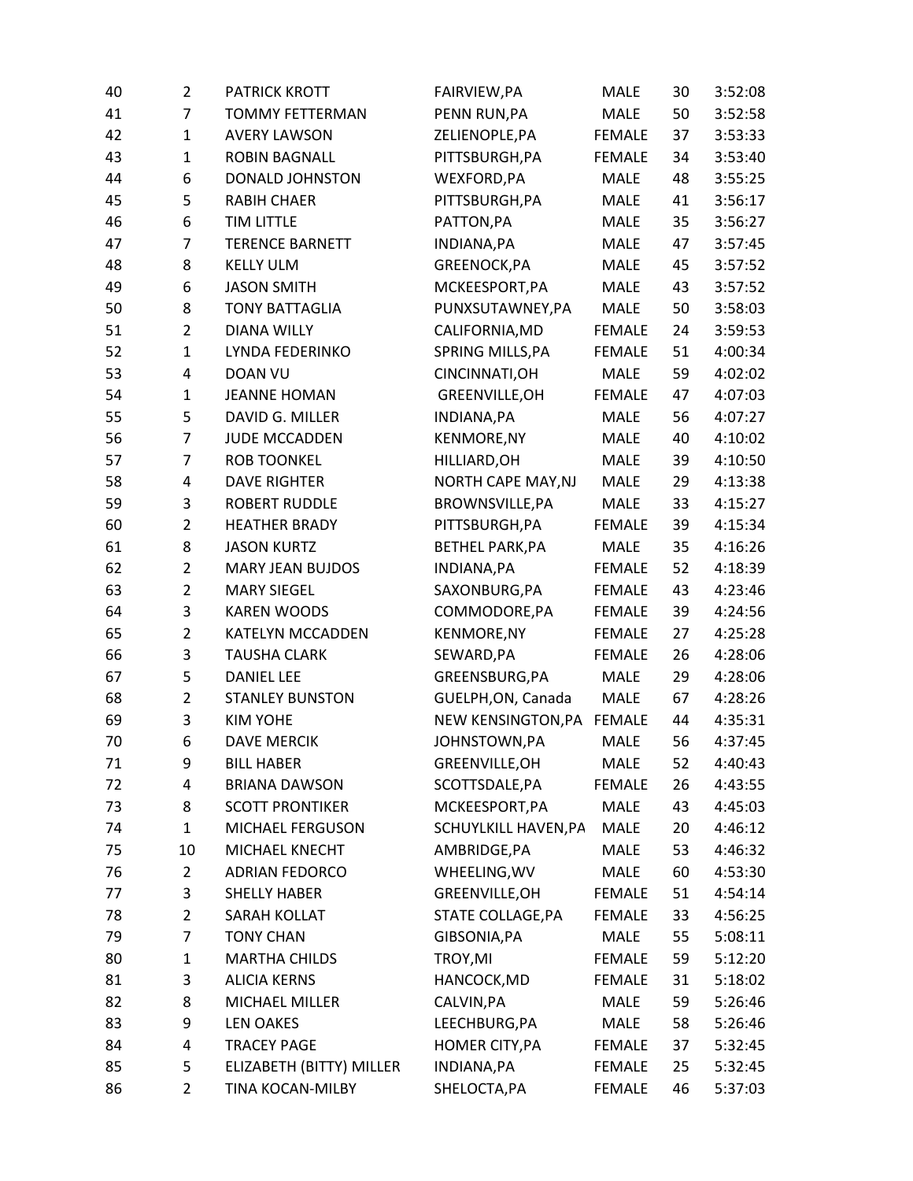| | | | | | | |
|---|---|---|---|---|---|---|
| 40 | 2 | PATRICK KROTT | FAIRVIEW,PA | MALE | 30 | 3:52:08 |
| 41 | 7 | TOMMY FETTERMAN | PENN RUN,PA | MALE | 50 | 3:52:58 |
| 42 | 1 | AVERY LAWSON | ZELIENOPLE,PA | FEMALE | 37 | 3:53:33 |
| 43 | 1 | ROBIN BAGNALL | PITTSBURGH,PA | FEMALE | 34 | 3:53:40 |
| 44 | 6 | DONALD JOHNSTON | WEXFORD,PA | MALE | 48 | 3:55:25 |
| 45 | 5 | RABIH CHAER | PITTSBURGH,PA | MALE | 41 | 3:56:17 |
| 46 | 6 | TIM LITTLE | PATTON,PA | MALE | 35 | 3:56:27 |
| 47 | 7 | TERENCE BARNETT | INDIANA,PA | MALE | 47 | 3:57:45 |
| 48 | 8 | KELLY ULM | GREENOCK,PA | MALE | 45 | 3:57:52 |
| 49 | 6 | JASON SMITH | MCKEESPORT,PA | MALE | 43 | 3:57:52 |
| 50 | 8 | TONY BATTAGLIA | PUNXSUTAWNEY,PA | MALE | 50 | 3:58:03 |
| 51 | 2 | DIANA WILLY | CALIFORNIA,MD | FEMALE | 24 | 3:59:53 |
| 52 | 1 | LYNDA FEDERINKO | SPRING MILLS,PA | FEMALE | 51 | 4:00:34 |
| 53 | 4 | DOAN VU | CINCINNATI,OH | MALE | 59 | 4:02:02 |
| 54 | 1 | JEANNE HOMAN | GREENVILLE,OH | FEMALE | 47 | 4:07:03 |
| 55 | 5 | DAVID G. MILLER | INDIANA,PA | MALE | 56 | 4:07:27 |
| 56 | 7 | JUDE MCCADDEN | KENMORE,NY | MALE | 40 | 4:10:02 |
| 57 | 7 | ROB TOONKEL | HILLIARD,OH | MALE | 39 | 4:10:50 |
| 58 | 4 | DAVE RIGHTER | NORTH CAPE MAY,NJ | MALE | 29 | 4:13:38 |
| 59 | 3 | ROBERT RUDDLE | BROWNSVILLE,PA | MALE | 33 | 4:15:27 |
| 60 | 2 | HEATHER BRADY | PITTSBURGH,PA | FEMALE | 39 | 4:15:34 |
| 61 | 8 | JASON KURTZ | BETHEL PARK,PA | MALE | 35 | 4:16:26 |
| 62 | 2 | MARY JEAN BUJDOS | INDIANA,PA | FEMALE | 52 | 4:18:39 |
| 63 | 2 | MARY SIEGEL | SAXONBURG,PA | FEMALE | 43 | 4:23:46 |
| 64 | 3 | KAREN WOODS | COMMODORE,PA | FEMALE | 39 | 4:24:56 |
| 65 | 2 | KATELYN MCCADDEN | KENMORE,NY | FEMALE | 27 | 4:25:28 |
| 66 | 3 | TAUSHA CLARK | SEWARD,PA | FEMALE | 26 | 4:28:06 |
| 67 | 5 | DANIEL LEE | GREENSBURG,PA | MALE | 29 | 4:28:06 |
| 68 | 2 | STANLEY BUNSTON | GUELPH,ON, Canada | MALE | 67 | 4:28:26 |
| 69 | 3 | KIM YOHE | NEW KENSINGTON,PA | FEMALE | 44 | 4:35:31 |
| 70 | 6 | DAVE MERCIK | JOHNSTOWN,PA | MALE | 56 | 4:37:45 |
| 71 | 9 | BILL HABER | GREENVILLE,OH | MALE | 52 | 4:40:43 |
| 72 | 4 | BRIANA DAWSON | SCOTTSDALE,PA | FEMALE | 26 | 4:43:55 |
| 73 | 8 | SCOTT PRONTIKER | MCKEESPORT,PA | MALE | 43 | 4:45:03 |
| 74 | 1 | MICHAEL FERGUSON | SCHUYLKILL HAVEN,PA | MALE | 20 | 4:46:12 |
| 75 | 10 | MICHAEL KNECHT | AMBRIDGE,PA | MALE | 53 | 4:46:32 |
| 76 | 2 | ADRIAN FEDORCO | WHEELING,WV | MALE | 60 | 4:53:30 |
| 77 | 3 | SHELLY HABER | GREENVILLE,OH | FEMALE | 51 | 4:54:14 |
| 78 | 2 | SARAH KOLLAT | STATE COLLAGE,PA | FEMALE | 33 | 4:56:25 |
| 79 | 7 | TONY CHAN | GIBSONIA,PA | MALE | 55 | 5:08:11 |
| 80 | 1 | MARTHA CHILDS | TROY,MI | FEMALE | 59 | 5:12:20 |
| 81 | 3 | ALICIA KERNS | HANCOCK,MD | FEMALE | 31 | 5:18:02 |
| 82 | 8 | MICHAEL MILLER | CALVIN,PA | MALE | 59 | 5:26:46 |
| 83 | 9 | LEN OAKES | LEECHBURG,PA | MALE | 58 | 5:26:46 |
| 84 | 4 | TRACEY PAGE | HOMER CITY,PA | FEMALE | 37 | 5:32:45 |
| 85 | 5 | ELIZABETH (BITTY) MILLER | INDIANA,PA | FEMALE | 25 | 5:32:45 |
| 86 | 2 | TINA KOCAN-MILBY | SHELOCTA,PA | FEMALE | 46 | 5:37:03 |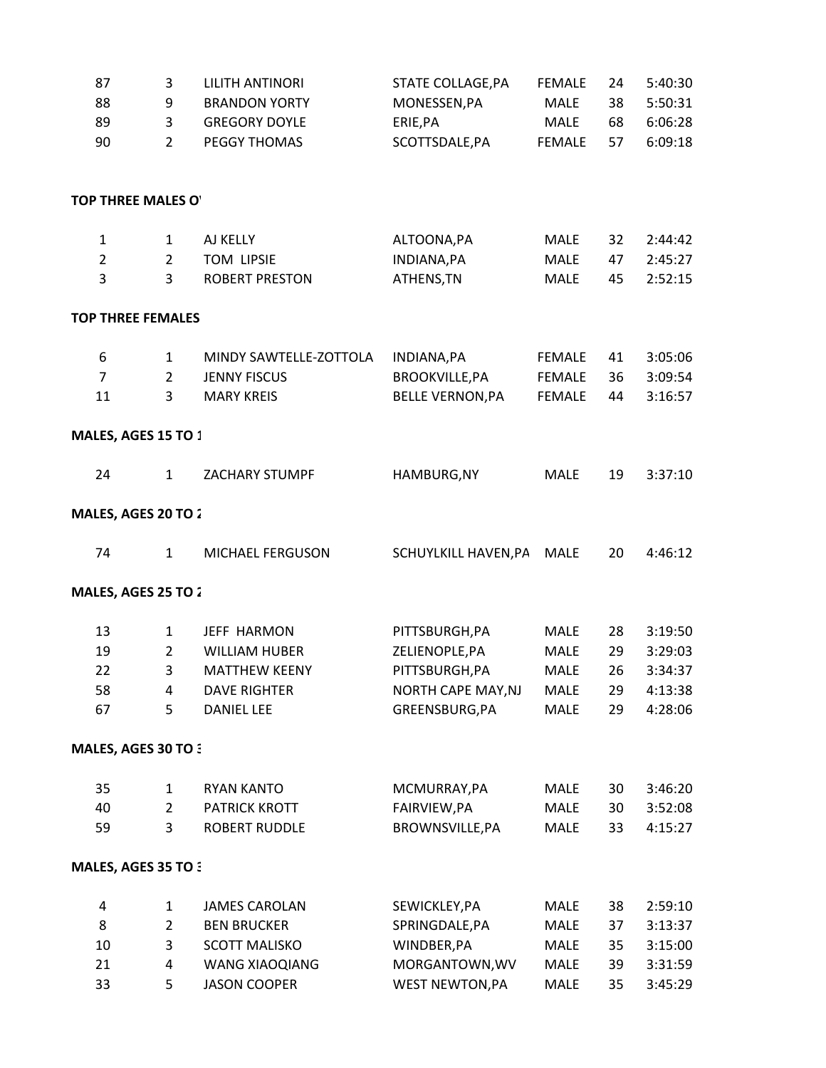| | | | | | | |
|---|---|---|---|---|---|---|
| 87 | 3 | LILITH ANTINORI | STATE COLLAGE,PA | FEMALE | 24 | 5:40:30 |
| 88 | 9 | BRANDON YORTY | MONESSEN,PA | MALE | 38 | 5:50:31 |
| 89 | 3 | GREGORY DOYLE | ERIE,PA | MALE | 68 | 6:06:28 |
| 90 | 2 | PEGGY THOMAS | SCOTTSDALE,PA | FEMALE | 57 | 6:09:18 |

**TOP THREE MALES O**

| | | | | | | |
|---|---|---|---|---|---|---|
| 1 | 1 | AJ KELLY | ALTOONA,PA | MALE | 32 | 2:44:42 |
| 2 | 2 | TOM LIPSIE | INDIANA,PA | MALE | 47 | 2:45:27 |
| 3 | 3 | ROBERT PRESTON | ATHENS,TN | MALE | 45 | 2:52:15 |

**TOP THREE FEMALES**

| | | | | | | |
|---|---|---|---|---|---|---|
| 6 | 1 | MINDY SAWTELLE-ZOTTOLA | INDIANA,PA | FEMALE | 41 | 3:05:06 |
| 7 | 2 | JENNY FISCUS | BROOKVILLE,PA | FEMALE | 36 | 3:09:54 |
| 11 | 3 | MARY KREIS | BELLE VERNON,PA | FEMALE | 44 | 3:16:57 |

**MALES, AGES 15 TO 1**

| | | | | | | |
|---|---|---|---|---|---|---|
| 24 | 1 | ZACHARY STUMPF | HAMBURG,NY | MALE | 19 | 3:37:10 |

**MALES, AGES 20 TO 2**

| | | | | | | |
|---|---|---|---|---|---|---|
| 74 | 1 | MICHAEL FERGUSON | SCHUYLKILL HAVEN,PA | MALE | 20 | 4:46:12 |

**MALES, AGES 25 TO 2**

| | | | | | | |
|---|---|---|---|---|---|---|
| 13 | 1 | JEFF HARMON | PITTSBURGH,PA | MALE | 28 | 3:19:50 |
| 19 | 2 | WILLIAM HUBER | ZELIENOPLE,PA | MALE | 29 | 3:29:03 |
| 22 | 3 | MATTHEW KEENY | PITTSBURGH,PA | MALE | 26 | 3:34:37 |
| 58 | 4 | DAVE RIGHTER | NORTH CAPE MAY,NJ | MALE | 29 | 4:13:38 |
| 67 | 5 | DANIEL LEE | GREENSBURG,PA | MALE | 29 | 4:28:06 |

**MALES, AGES 30 TO 3**

| | | | | | | |
|---|---|---|---|---|---|---|
| 35 | 1 | RYAN KANTO | MCMURRAY,PA | MALE | 30 | 3:46:20 |
| 40 | 2 | PATRICK KROTT | FAIRVIEW,PA | MALE | 30 | 3:52:08 |
| 59 | 3 | ROBERT RUDDLE | BROWNSVILLE,PA | MALE | 33 | 4:15:27 |

**MALES, AGES 35 TO 3**

| | | | | | | |
|---|---|---|---|---|---|---|
| 4 | 1 | JAMES CAROLAN | SEWICKLEY,PA | MALE | 38 | 2:59:10 |
| 8 | 2 | BEN BRUCKER | SPRINGDALE,PA | MALE | 37 | 3:13:37 |
| 10 | 3 | SCOTT MALISKO | WINDBER,PA | MALE | 35 | 3:15:00 |
| 21 | 4 | WANG XIAOQIANG | MORGANTOWN,WV | MALE | 39 | 3:31:59 |
| 33 | 5 | JASON COOPER | WEST NEWTON,PA | MALE | 35 | 3:45:29 |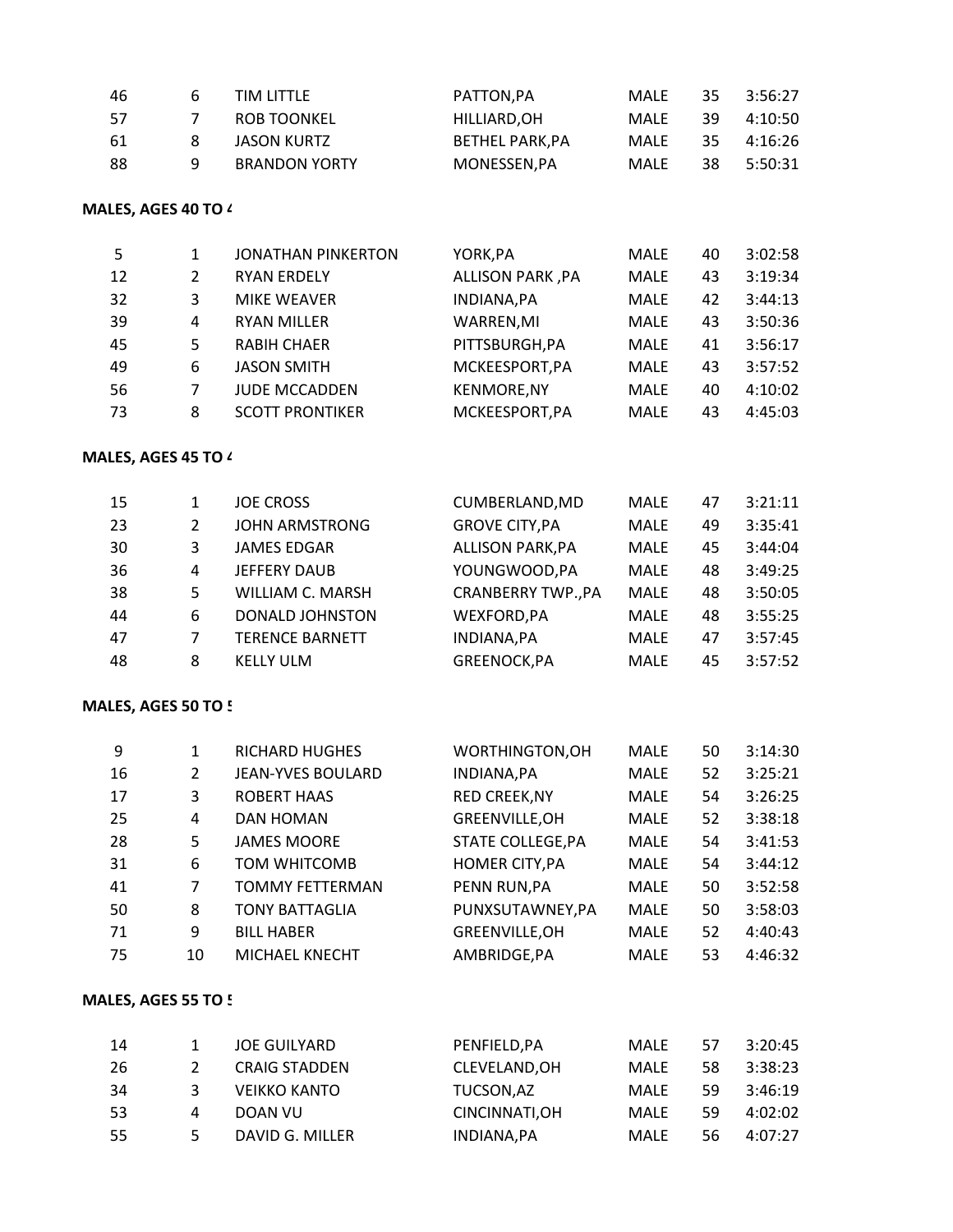| | | | | | | |
|---|---|---|---|---|---|---|
| 46 | 6 | TIM LITTLE | PATTON,PA | MALE | 35 | 3:56:27 |
| 57 | 7 | ROB TOONKEL | HILLIARD,OH | MALE | 39 | 4:10:50 |
| 61 | 8 | JASON KURTZ | BETHEL PARK,PA | MALE | 35 | 4:16:26 |
| 88 | 9 | BRANDON YORTY | MONESSEN,PA | MALE | 38 | 5:50:31 |

**MALES, AGES 40 TO 4**

| | | | | | | |
|---|---|---|---|---|---|---|
| 5 | 1 | JONATHAN PINKERTON | YORK,PA | MALE | 40 | 3:02:58 |
| 12 | 2 | RYAN ERDELY | ALLISON PARK ,PA | MALE | 43 | 3:19:34 |
| 32 | 3 | MIKE WEAVER | INDIANA,PA | MALE | 42 | 3:44:13 |
| 39 | 4 | RYAN MILLER | WARREN,MI | MALE | 43 | 3:50:36 |
| 45 | 5 | RABIH CHAER | PITTSBURGH,PA | MALE | 41 | 3:56:17 |
| 49 | 6 | JASON SMITH | MCKEESPORT,PA | MALE | 43 | 3:57:52 |
| 56 | 7 | JUDE MCCADDEN | KENMORE,NY | MALE | 40 | 4:10:02 |
| 73 | 8 | SCOTT PRONTIKER | MCKEESPORT,PA | MALE | 43 | 4:45:03 |

**MALES, AGES 45 TO 4**

| | | | | | | |
|---|---|---|---|---|---|---|
| 15 | 1 | JOE CROSS | CUMBERLAND,MD | MALE | 47 | 3:21:11 |
| 23 | 2 | JOHN ARMSTRONG | GROVE CITY,PA | MALE | 49 | 3:35:41 |
| 30 | 3 | JAMES EDGAR | ALLISON PARK,PA | MALE | 45 | 3:44:04 |
| 36 | 4 | JEFFERY DAUB | YOUNGWOOD,PA | MALE | 48 | 3:49:25 |
| 38 | 5 | WILLIAM C. MARSH | CRANBERRY TWP.,PA | MALE | 48 | 3:50:05 |
| 44 | 6 | DONALD JOHNSTON | WEXFORD,PA | MALE | 48 | 3:55:25 |
| 47 | 7 | TERENCE BARNETT | INDIANA,PA | MALE | 47 | 3:57:45 |
| 48 | 8 | KELLY ULM | GREENOCK,PA | MALE | 45 | 3:57:52 |

**MALES, AGES 50 TO 5**

| | | | | | | |
|---|---|---|---|---|---|---|
| 9 | 1 | RICHARD HUGHES | WORTHINGTON,OH | MALE | 50 | 3:14:30 |
| 16 | 2 | JEAN-YVES BOULARD | INDIANA,PA | MALE | 52 | 3:25:21 |
| 17 | 3 | ROBERT HAAS | RED CREEK,NY | MALE | 54 | 3:26:25 |
| 25 | 4 | DAN HOMAN | GREENVILLE,OH | MALE | 52 | 3:38:18 |
| 28 | 5 | JAMES MOORE | STATE COLLEGE,PA | MALE | 54 | 3:41:53 |
| 31 | 6 | TOM WHITCOMB | HOMER CITY,PA | MALE | 54 | 3:44:12 |
| 41 | 7 | TOMMY FETTERMAN | PENN RUN,PA | MALE | 50 | 3:52:58 |
| 50 | 8 | TONY BATTAGLIA | PUNXSUTAWNEY,PA | MALE | 50 | 3:58:03 |
| 71 | 9 | BILL HABER | GREENVILLE,OH | MALE | 52 | 4:40:43 |
| 75 | 10 | MICHAEL KNECHT | AMBRIDGE,PA | MALE | 53 | 4:46:32 |

**MALES, AGES 55 TO 5**

| | | | | | | |
|---|---|---|---|---|---|---|
| 14 | 1 | JOE GUILYARD | PENFIELD,PA | MALE | 57 | 3:20:45 |
| 26 | 2 | CRAIG STADDEN | CLEVELAND,OH | MALE | 58 | 3:38:23 |
| 34 | 3 | VEIKKO KANTO | TUCSON,AZ | MALE | 59 | 3:46:19 |
| 53 | 4 | DOAN VU | CINCINNATI,OH | MALE | 59 | 4:02:02 |
| 55 | 5 | DAVID G. MILLER | INDIANA,PA | MALE | 56 | 4:07:27 |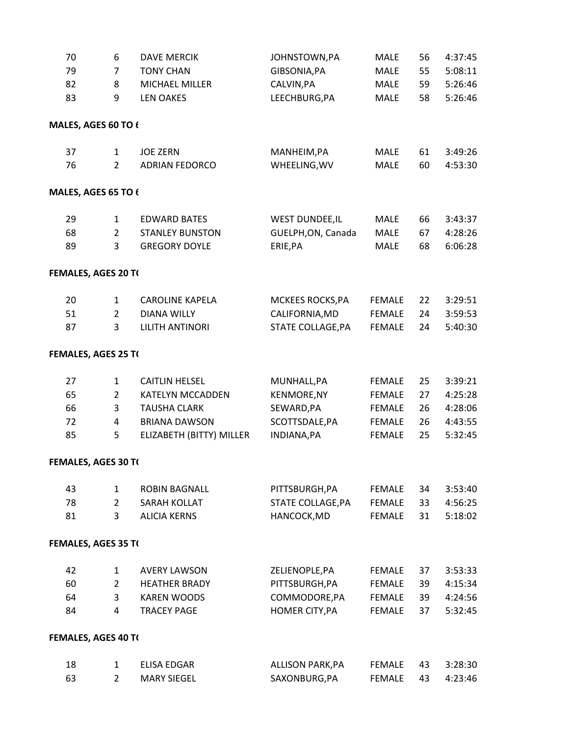| | | | | | | |
|---|---|---|---|---|---|---|
| 70 | 6 | DAVE MERCIK | JOHNSTOWN,PA | MALE | 56 | 4:37:45 |
| 79 | 7 | TONY CHAN | GIBSONIA,PA | MALE | 55 | 5:08:11 |
| 82 | 8 | MICHAEL MILLER | CALVIN,PA | MALE | 59 | 5:26:46 |
| 83 | 9 | LEN OAKES | LEECHBURG,PA | MALE | 58 | 5:26:46 |

**MALES, AGES 60 TO 6**

| | | | | | | |
|---|---|---|---|---|---|---|
| 37 | 1 | JOE ZERN | MANHEIM,PA | MALE | 61 | 3:49:26 |
| 76 | 2 | ADRIAN FEDORCO | WHEELING,WV | MALE | 60 | 4:53:30 |

**MALES, AGES 65 TO 6**

| | | | | | | |
|---|---|---|---|---|---|---|
| 29 | 1 | EDWARD BATES | WEST DUNDEE,IL | MALE | 66 | 3:43:37 |
| 68 | 2 | STANLEY BUNSTON | GUELPH,ON, Canada | MALE | 67 | 4:28:26 |
| 89 | 3 | GREGORY DOYLE | ERIE,PA | MALE | 68 | 6:06:28 |

**FEMALES, AGES 20 T**

| | | | | | | |
|---|---|---|---|---|---|---|
| 20 | 1 | CAROLINE KAPELA | MCKEES ROCKS,PA | FEMALE | 22 | 3:29:51 |
| 51 | 2 | DIANA WILLY | CALIFORNIA,MD | FEMALE | 24 | 3:59:53 |
| 87 | 3 | LILITH ANTINORI | STATE COLLAGE,PA | FEMALE | 24 | 5:40:30 |

**FEMALES, AGES 25 T**

| | | | | | | |
|---|---|---|---|---|---|---|
| 27 | 1 | CAITLIN HELSEL | MUNHALL,PA | FEMALE | 25 | 3:39:21 |
| 65 | 2 | KATELYN MCCADDEN | KENMORE,NY | FEMALE | 27 | 4:25:28 |
| 66 | 3 | TAUSHA CLARK | SEWARD,PA | FEMALE | 26 | 4:28:06 |
| 72 | 4 | BRIANA DAWSON | SCOTTSDALE,PA | FEMALE | 26 | 4:43:55 |
| 85 | 5 | ELIZABETH (BITTY) MILLER | INDIANA,PA | FEMALE | 25 | 5:32:45 |

**FEMALES, AGES 30 T**

| | | | | | | |
|---|---|---|---|---|---|---|
| 43 | 1 | ROBIN BAGNALL | PITTSBURGH,PA | FEMALE | 34 | 3:53:40 |
| 78 | 2 | SARAH KOLLAT | STATE COLLAGE,PA | FEMALE | 33 | 4:56:25 |
| 81 | 3 | ALICIA KERNS | HANCOCK,MD | FEMALE | 31 | 5:18:02 |

**FEMALES, AGES 35 T**

| | | | | | | |
|---|---|---|---|---|---|---|
| 42 | 1 | AVERY LAWSON | ZELIENOPLE,PA | FEMALE | 37 | 3:53:33 |
| 60 | 2 | HEATHER BRADY | PITTSBURGH,PA | FEMALE | 39 | 4:15:34 |
| 64 | 3 | KAREN WOODS | COMMODORE,PA | FEMALE | 39 | 4:24:56 |
| 84 | 4 | TRACEY PAGE | HOMER CITY,PA | FEMALE | 37 | 5:32:45 |

**FEMALES, AGES 40 T**

| | | | | | | |
|---|---|---|---|---|---|---|
| 18 | 1 | ELISA EDGAR | ALLISON PARK,PA | FEMALE | 43 | 3:28:30 |
| 63 | 2 | MARY SIEGEL | SAXONBURG,PA | FEMALE | 43 | 4:23:46 |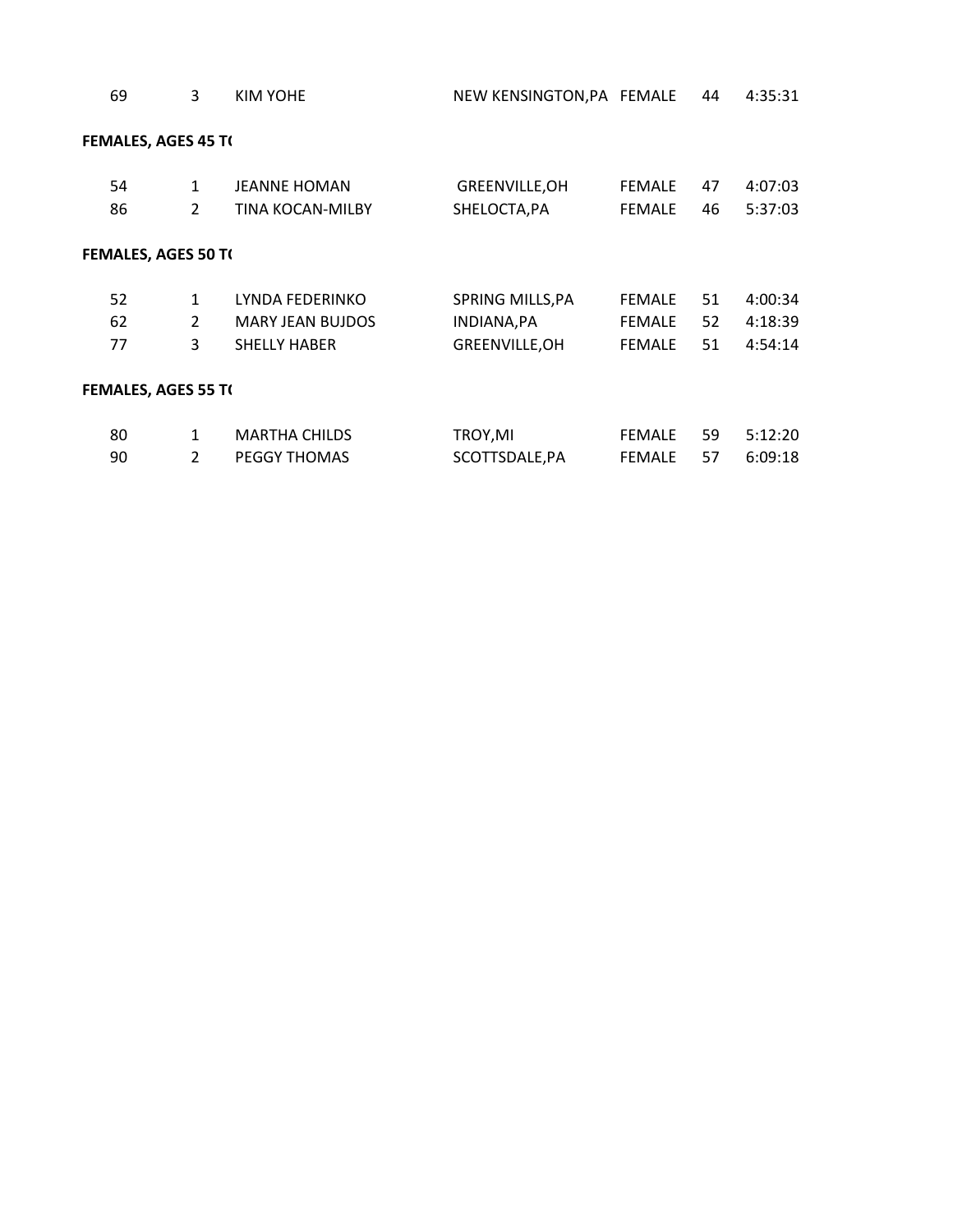| | | | | | | |
|---|---|---|---|---|---|---|
| 69 | 3 | KIM YOHE | NEW KENSINGTON,PA | FEMALE | 44 | 4:35:31 |

**FEMALES, AGES 45 T(**

| | | | | | | |
|---|---|---|---|---|---|---|
| 54 | 1 | JEANNE HOMAN | GREENVILLE,OH | FEMALE | 47 | 4:07:03 |
| 86 | 2 | TINA KOCAN-MILBY | SHELOCTA,PA | FEMALE | 46 | 5:37:03 |

**FEMALES, AGES 50 T(**

| | | | | | | |
|---|---|---|---|---|---|---|
| 52 | 1 | LYNDA FEDERINKO | SPRING MILLS,PA | FEMALE | 51 | 4:00:34 |
| 62 | 2 | MARY JEAN BUJDOS | INDIANA,PA | FEMALE | 52 | 4:18:39 |
| 77 | 3 | SHELLY HABER | GREENVILLE,OH | FEMALE | 51 | 4:54:14 |

**FEMALES, AGES 55 T(**

| | | | | | | |
|---|---|---|---|---|---|---|
| 80 | 1 | MARTHA CHILDS | TROY,MI | FEMALE | 59 | 5:12:20 |
| 90 | 2 | PEGGY THOMAS | SCOTTSDALE,PA | FEMALE | 57 | 6:09:18 |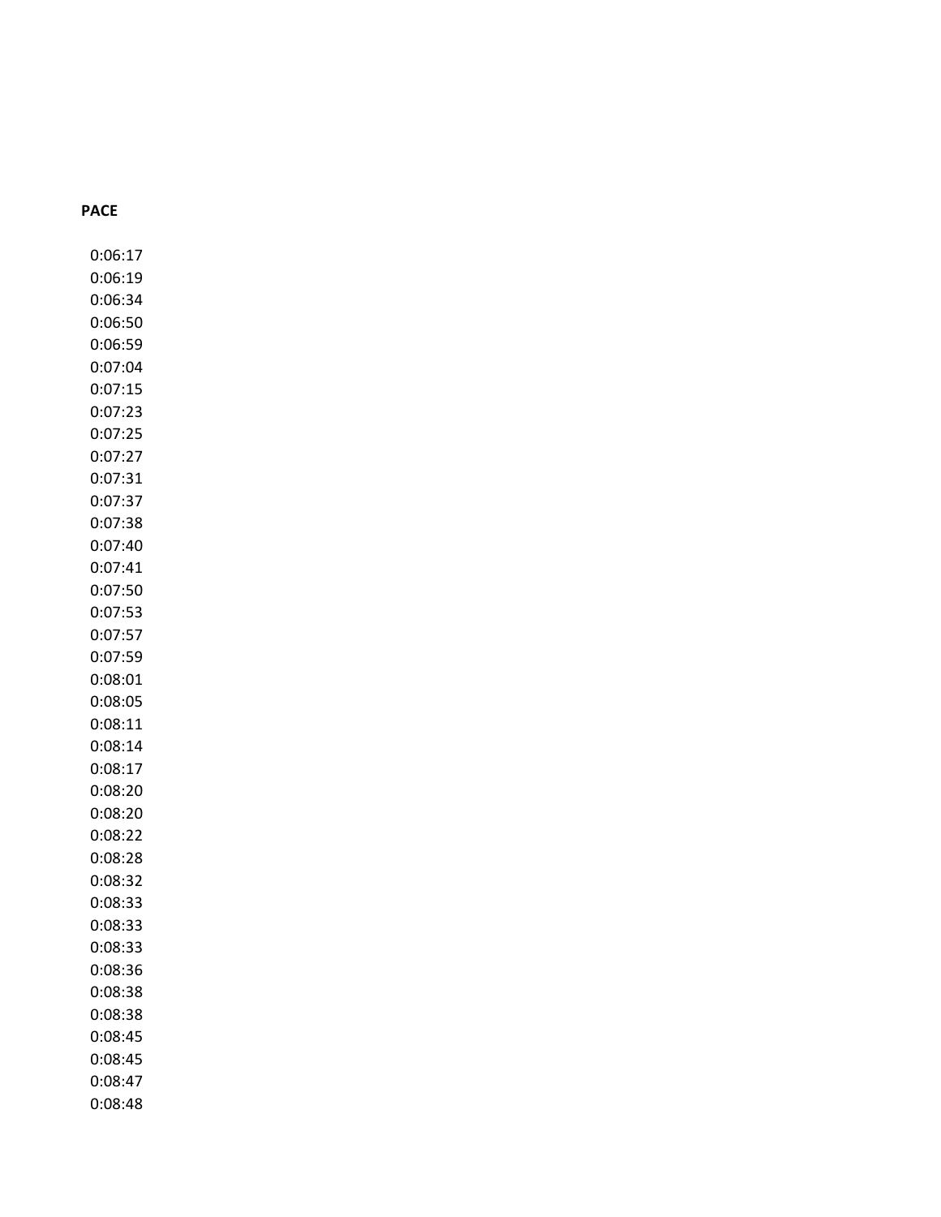| PACE |
|---|
| 0:06:17 |
| 0:06:19 |
| 0:06:34 |
| 0:06:50 |
| 0:06:59 |
| 0:07:04 |
| 0:07:15 |
| 0:07:23 |
| 0:07:25 |
| 0:07:27 |
| 0:07:31 |
| 0:07:37 |
| 0:07:38 |
| 0:07:40 |
| 0:07:41 |
| 0:07:50 |
| 0:07:53 |
| 0:07:57 |
| 0:07:59 |
| 0:08:01 |
| 0:08:05 |
| 0:08:11 |
| 0:08:14 |
| 0:08:17 |
| 0:08:20 |
| 0:08:20 |
| 0:08:22 |
| 0:08:28 |
| 0:08:32 |
| 0:08:33 |
| 0:08:33 |
| 0:08:33 |
| 0:08:36 |
| 0:08:38 |
| 0:08:38 |
| 0:08:45 |
| 0:08:45 |
| 0:08:47 |
| 0:08:48 |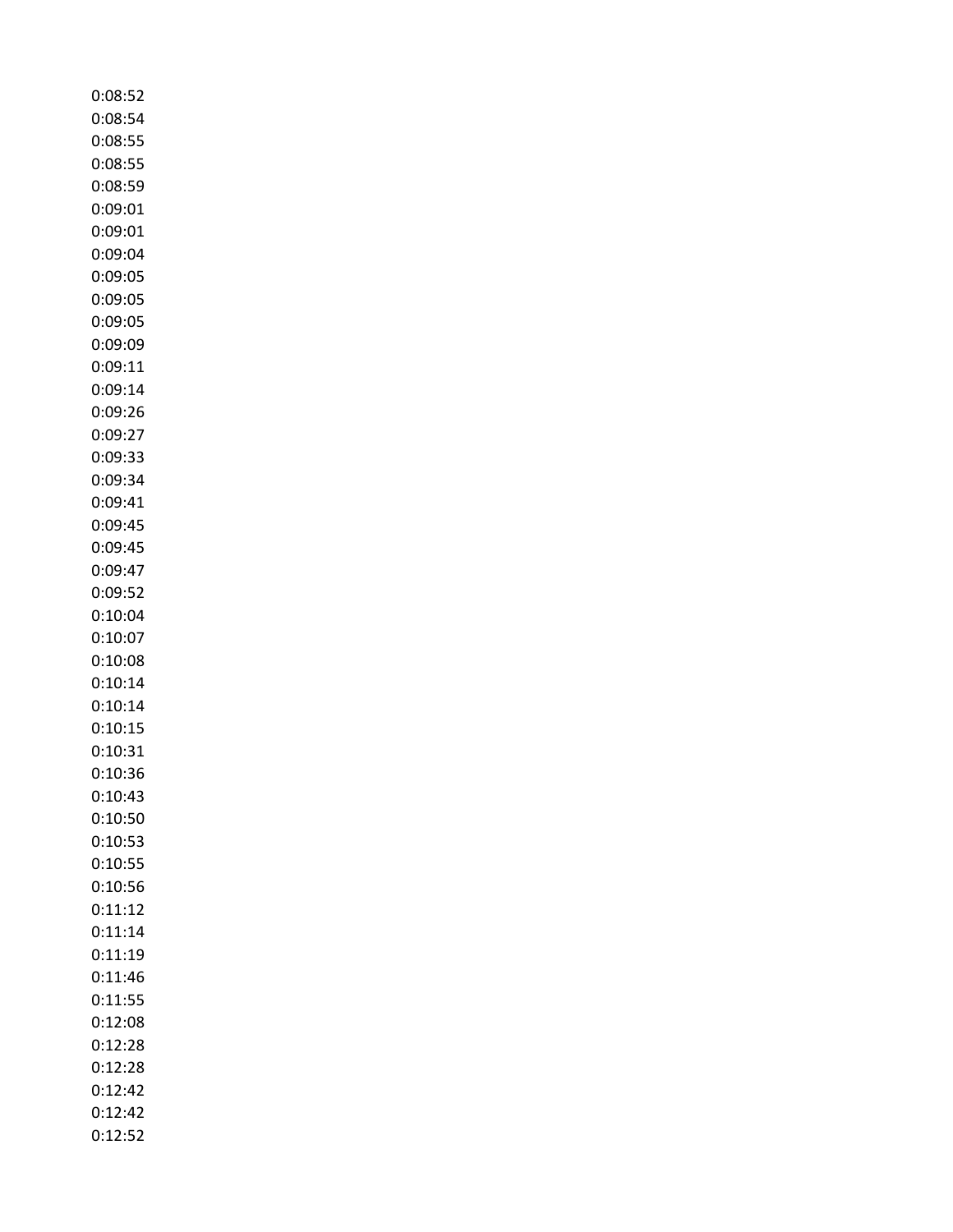0:08:52
0:08:54
0:08:55
0:08:55
0:08:59
0:09:01
0:09:01
0:09:04
0:09:05
0:09:05
0:09:05
0:09:09
0:09:11
0:09:14
0:09:26
0:09:27
0:09:33
0:09:34
0:09:41
0:09:45
0:09:45
0:09:47
0:09:52
0:10:04
0:10:07
0:10:08
0:10:14
0:10:14
0:10:15
0:10:31
0:10:36
0:10:43
0:10:50
0:10:53
0:10:55
0:10:56
0:11:12
0:11:14
0:11:19
0:11:46
0:11:55
0:12:08
0:12:28
0:12:28
0:12:42
0:12:42
0:12:52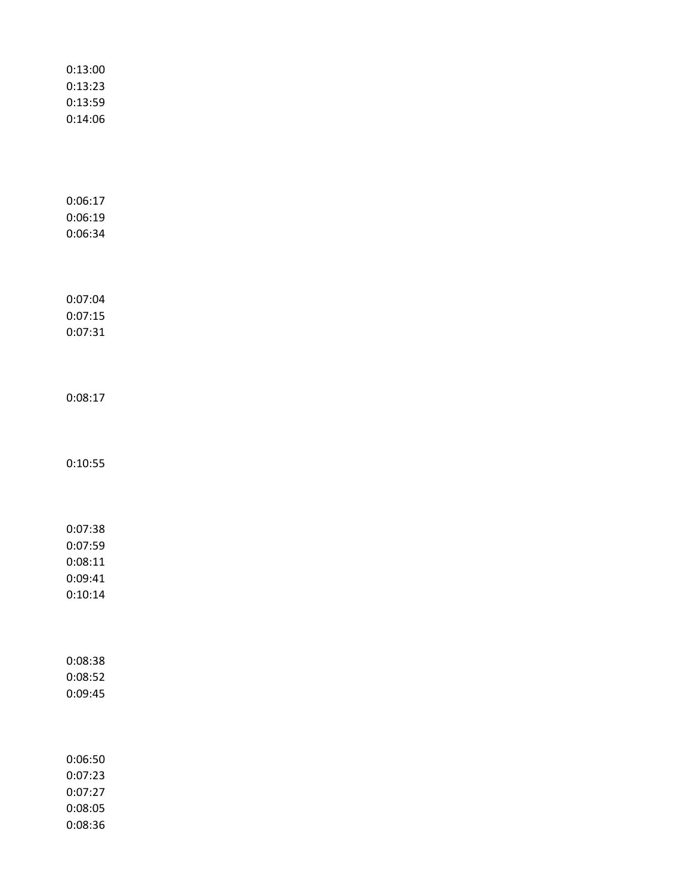0:13:00
0:13:23
0:13:59
0:14:06

0:06:17
0:06:19
0:06:34

0:07:04
0:07:15
0:07:31

0:08:17

0:10:55

0:07:38
0:07:59
0:08:11
0:09:41
0:10:14

0:08:38
0:08:52
0:09:45

0:06:50
0:07:23
0:07:27
0:08:05
0:08:36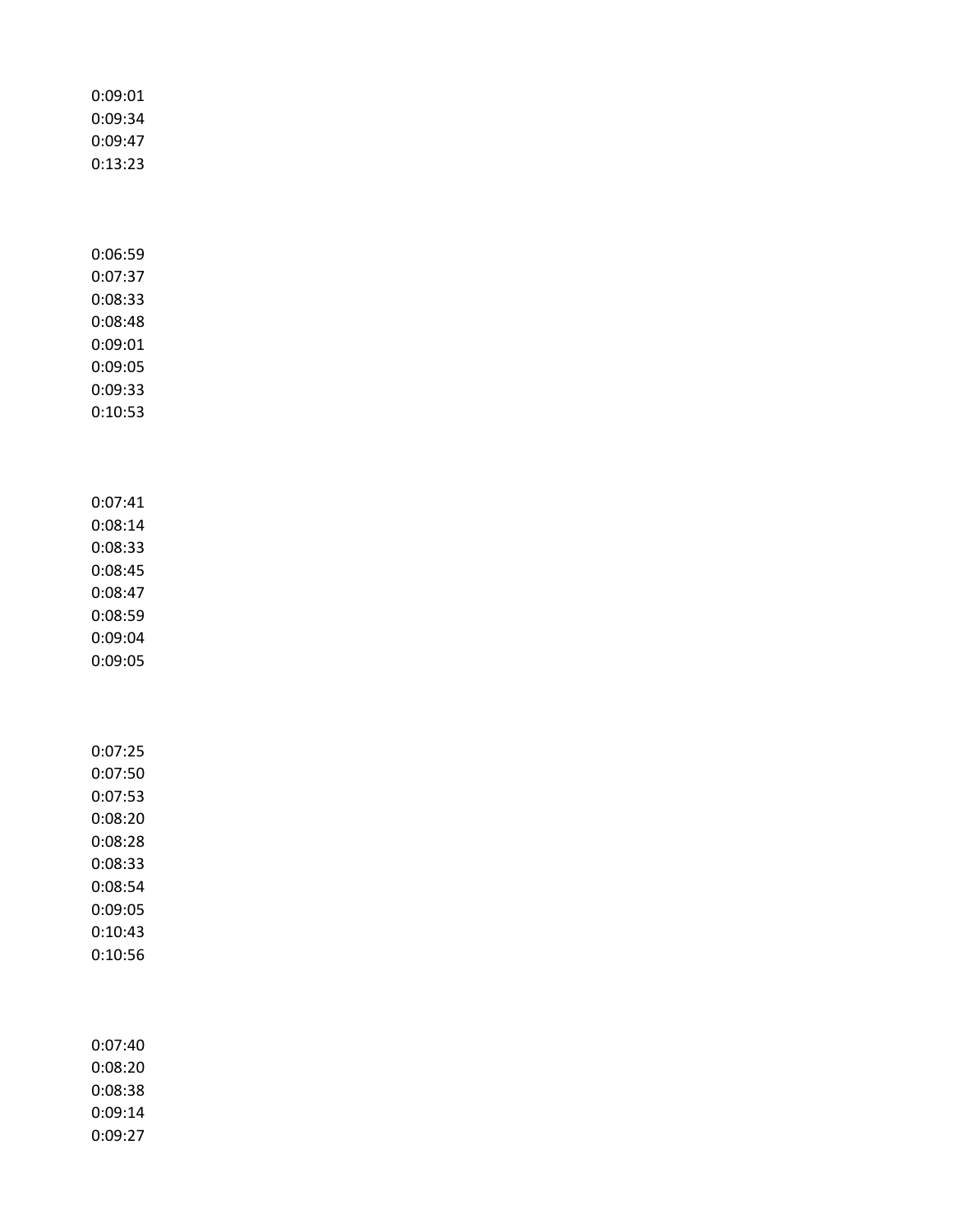0:09:01
0:09:34
0:09:47
0:13:23

0:06:59
0:07:37
0:08:33
0:08:48
0:09:01
0:09:05
0:09:33
0:10:53

0:07:41
0:08:14
0:08:33
0:08:45
0:08:47
0:08:59
0:09:04
0:09:05

0:07:25
0:07:50
0:07:53
0:08:20
0:08:28
0:08:33
0:08:54
0:09:05
0:10:43
0:10:56

0:07:40
0:08:20
0:08:38
0:09:14
0:09:27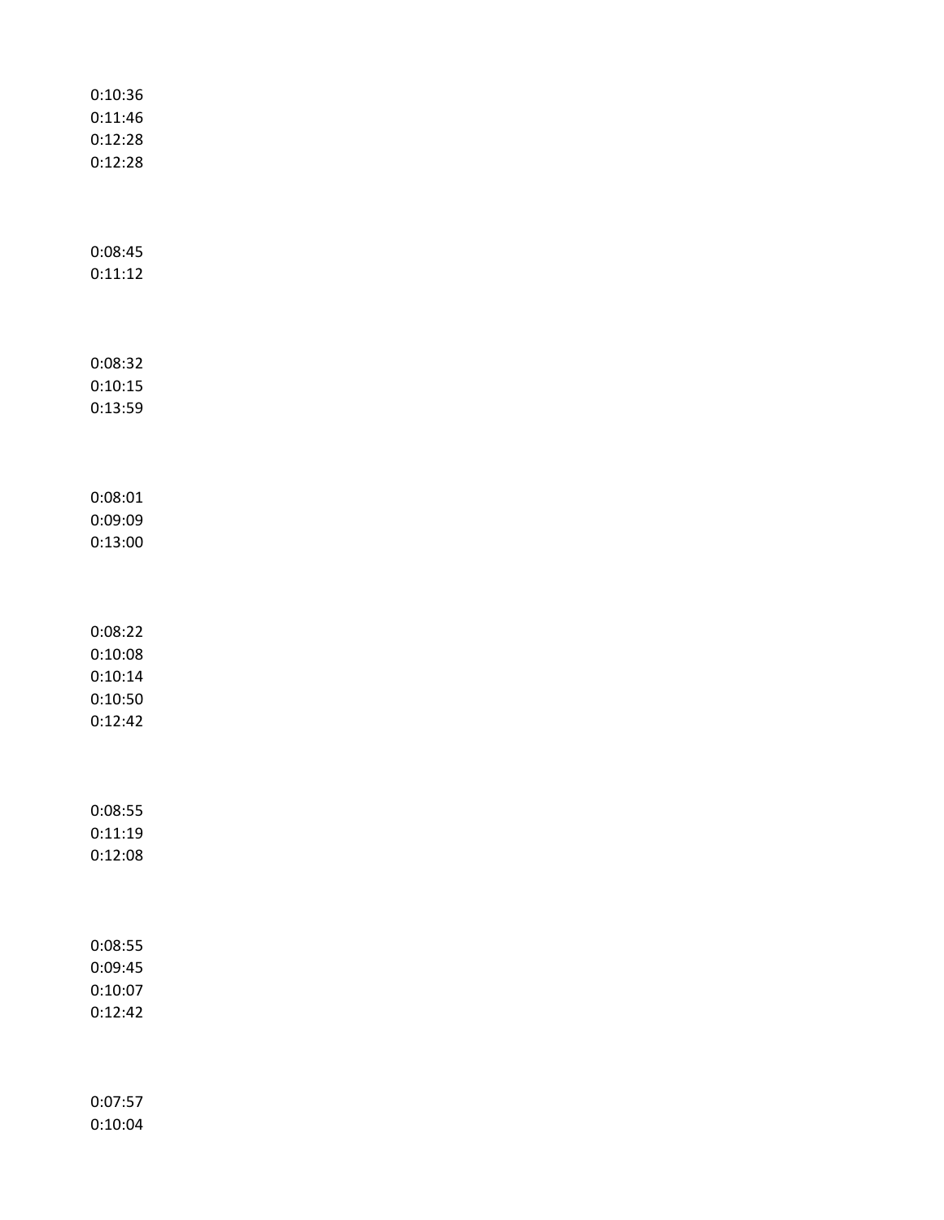0:10:36
0:11:46
0:12:28
0:12:28

0:08:45
0:11:12

0:08:32
0:10:15
0:13:59

0:08:01
0:09:09
0:13:00

0:08:22
0:10:08
0:10:14
0:10:50
0:12:42

0:08:55
0:11:19
0:12:08

0:08:55
0:09:45
0:10:07
0:12:42

0:07:57
0:10:04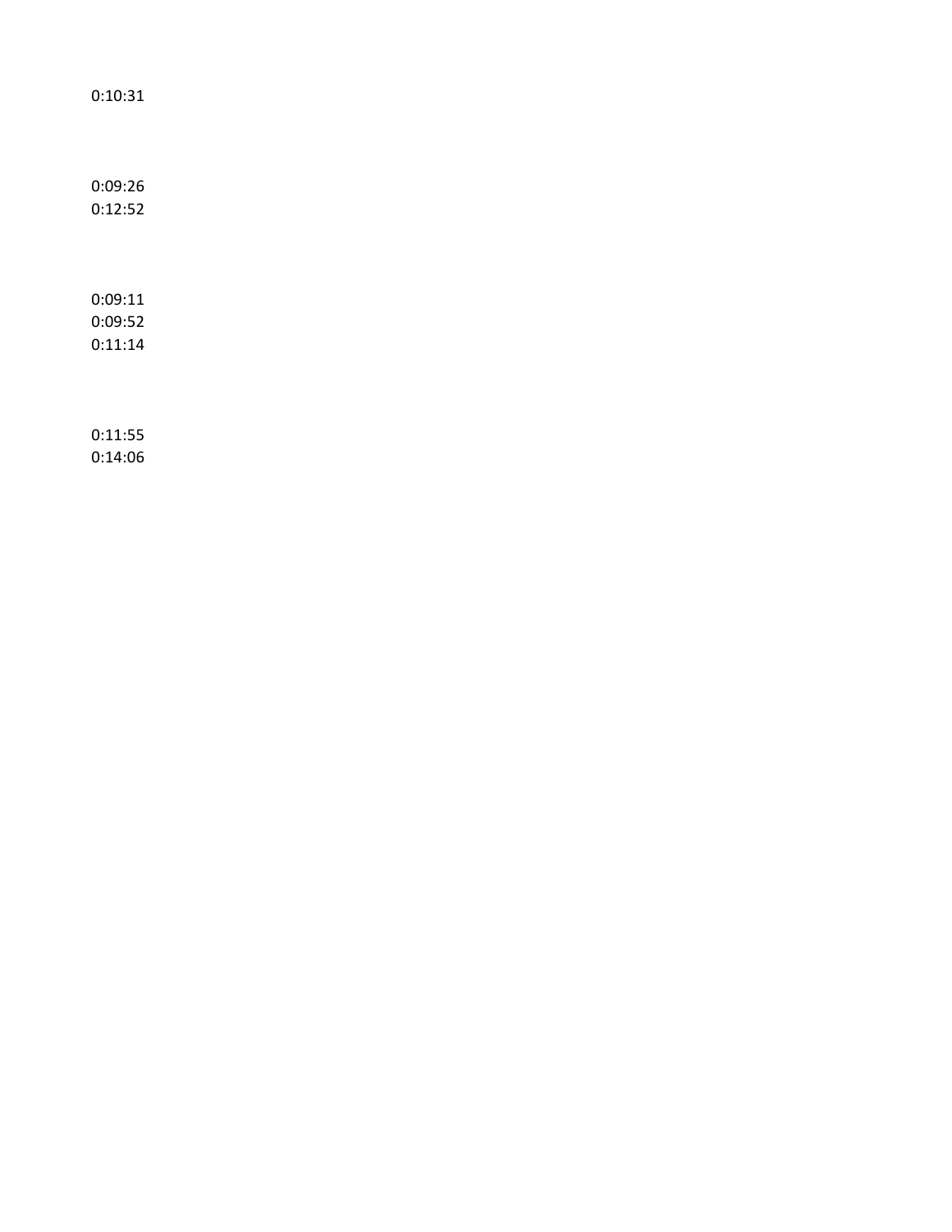0:10:31

0:09:26
0:12:52

0:09:11
0:09:52
0:11:14

0:11:55
0:14:06